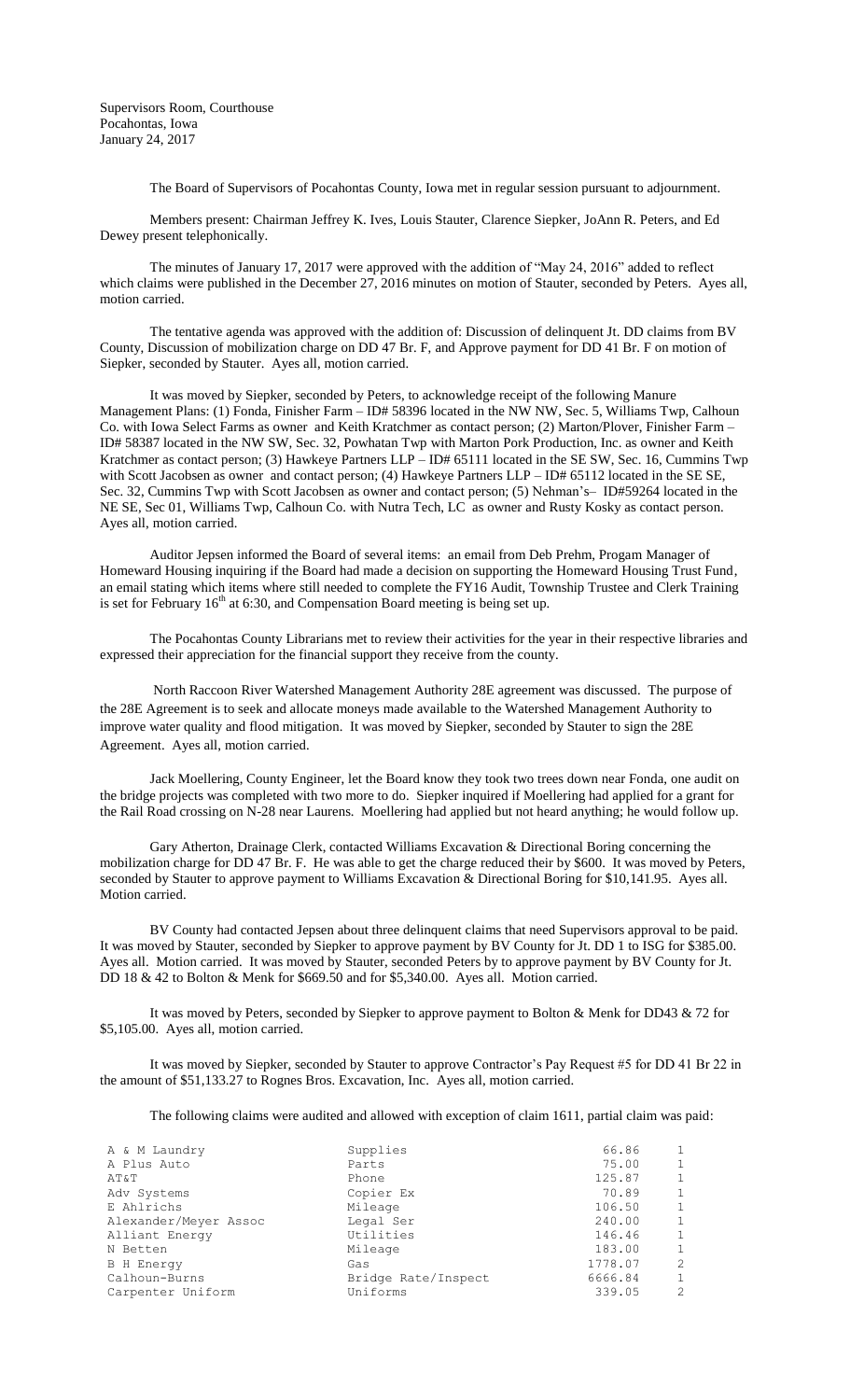Supervisors Room, Courthouse
Pocahontas, Iowa
January 24, 2017

The Board of Supervisors of Pocahontas County, Iowa met in regular session pursuant to adjournment.

Members present: Chairman Jeffrey K. Ives, Louis Stauter, Clarence Siepker, JoAnn R. Peters, and Ed Dewey present telephonically.

The minutes of January 17, 2017 were approved with the addition of "May 24, 2016" added to reflect which claims were published in the December 27, 2016 minutes on motion of Stauter, seconded by Peters. Ayes all, motion carried.

The tentative agenda was approved with the addition of: Discussion of delinquent Jt. DD claims from BV County, Discussion of mobilization charge on DD 47 Br. F, and Approve payment for DD 41 Br. F on motion of Siepker, seconded by Stauter. Ayes all, motion carried.

It was moved by Siepker, seconded by Peters, to acknowledge receipt of the following Manure Management Plans: (1) Fonda, Finisher Farm – ID# 58396 located in the NW NW, Sec. 5, Williams Twp, Calhoun Co. with Iowa Select Farms as owner and Keith Kratchmer as contact person; (2) Marton/Plover, Finisher Farm – ID# 58387 located in the NW SW, Sec. 32, Powhatan Twp with Marton Pork Production, Inc. as owner and Keith Kratchmer as contact person; (3) Hawkeye Partners LLP – ID# 65111 located in the SE SW, Sec. 16, Cummins Twp with Scott Jacobsen as owner and contact person; (4) Hawkeye Partners LLP – ID# 65112 located in the SE SE, Sec. 32, Cummins Twp with Scott Jacobsen as owner and contact person; (5) Nehman's– ID#59264 located in the NE SE, Sec 01, Williams Twp, Calhoun Co. with Nutra Tech, LC as owner and Rusty Kosky as contact person. Ayes all, motion carried.

Auditor Jepsen informed the Board of several items: an email from Deb Prehm, Progam Manager of Homeward Housing inquiring if the Board had made a decision on supporting the Homeward Housing Trust Fund, an email stating which items where still needed to complete the FY16 Audit, Township Trustee and Clerk Training is set for February 16th at 6:30, and Compensation Board meeting is being set up.

The Pocahontas County Librarians met to review their activities for the year in their respective libraries and expressed their appreciation for the financial support they receive from the county.

North Raccoon River Watershed Management Authority 28E agreement was discussed. The purpose of the 28E Agreement is to seek and allocate moneys made available to the Watershed Management Authority to improve water quality and flood mitigation. It was moved by Siepker, seconded by Stauter to sign the 28E Agreement. Ayes all, motion carried.

Jack Moellering, County Engineer, let the Board know they took two trees down near Fonda, one audit on the bridge projects was completed with two more to do. Siepker inquired if Moellering had applied for a grant for the Rail Road crossing on N-28 near Laurens. Moellering had applied but not heard anything; he would follow up.

Gary Atherton, Drainage Clerk, contacted Williams Excavation & Directional Boring concerning the mobilization charge for DD 47 Br. F. He was able to get the charge reduced their by $600. It was moved by Peters, seconded by Stauter to approve payment to Williams Excavation & Directional Boring for $10,141.95. Ayes all. Motion carried.

BV County had contacted Jepsen about three delinquent claims that need Supervisors approval to be paid. It was moved by Stauter, seconded by Siepker to approve payment by BV County for Jt. DD 1 to ISG for $385.00. Ayes all. Motion carried. It was moved by Stauter, seconded Peters by to approve payment by BV County for Jt. DD 18 & 42 to Bolton & Menk for $669.50 and for $5,340.00. Ayes all. Motion carried.

It was moved by Peters, seconded by Siepker to approve payment to Bolton & Menk for DD43 & 72 for $5,105.00. Ayes all, motion carried.

It was moved by Siepker, seconded by Stauter to approve Contractor's Pay Request #5 for DD 41 Br 22 in the amount of $51,133.27 to Rognes Bros. Excavation, Inc. Ayes all, motion carried.

The following claims were audited and allowed with exception of claim 1611, partial claim was paid:

| | | | |
|---|---|---|---|
| A & M Laundry | Supplies | 66.86 | 1 |
| A Plus Auto | Parts | 75.00 | 1 |
| AT&T | Phone | 125.87 | 1 |
| Adv Systems | Copier Ex | 70.89 | 1 |
| E Ahlrichs | Mileage | 106.50 | 1 |
| Alexander/Meyer Assoc | Legal Ser | 240.00 | 1 |
| Alliant Energy | Utilities | 146.46 | 1 |
| N Betten | Mileage | 183.00 | 1 |
| B H Energy | Gas | 1778.07 | 2 |
| Calhoun-Burns | Bridge Rate/Inspect | 6666.84 | 1 |
| Carpenter Uniform | Uniforms | 339.05 | 2 |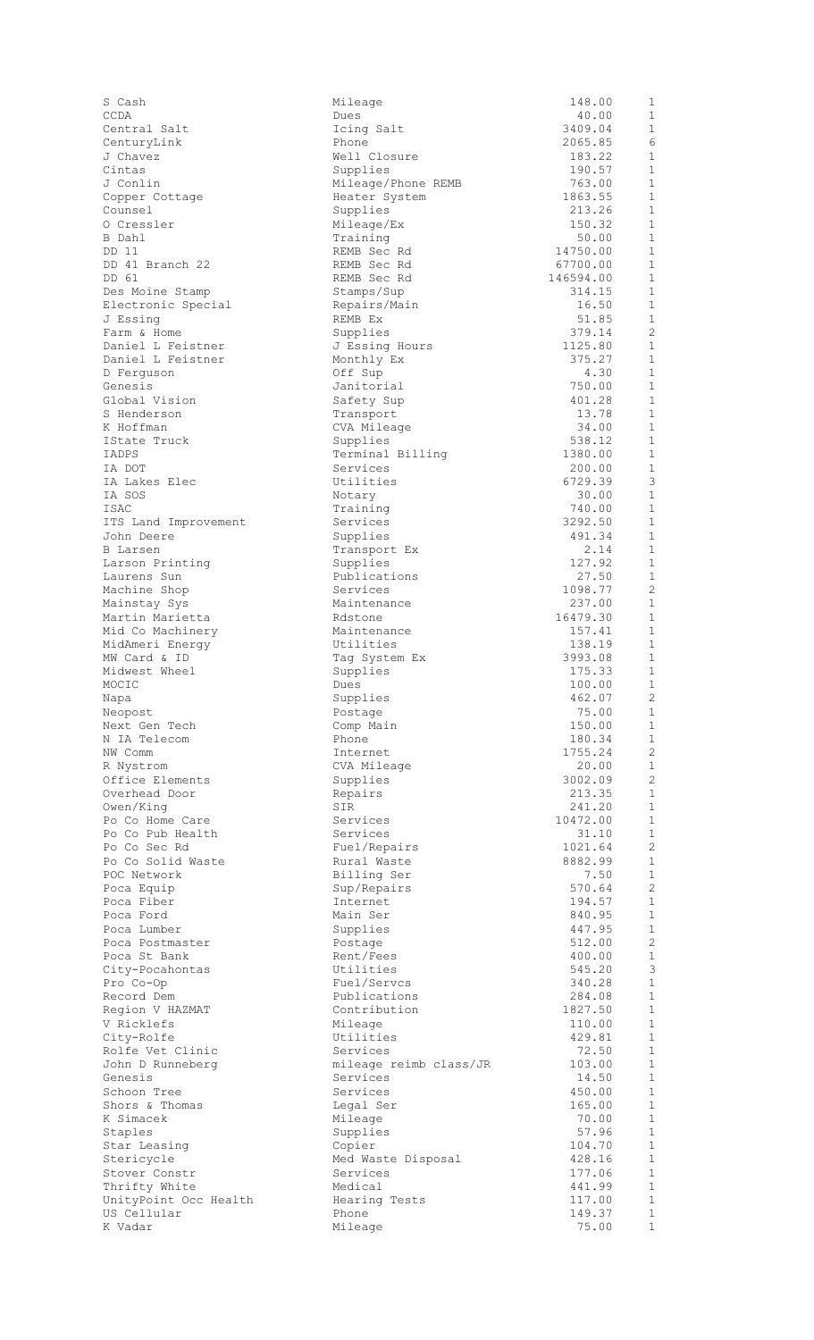| | | | |
|---|---|---|---|
| S Cash | Mileage | 148.00 | 1 |
| CCDA | Dues | 40.00 | 1 |
| Central Salt | Icing Salt | 3409.04 | 1 |
| CenturyLink | Phone | 2065.85 | 6 |
| J Chavez | Well Closure | 183.22 | 1 |
| Cintas | Supplies | 190.57 | 1 |
| J Conlin | Mileage/Phone REMB | 763.00 | 1 |
| Copper Cottage | Heater System | 1863.55 | 1 |
| Counsel | Supplies | 213.26 | 1 |
| O Cressler | Mileage/Ex | 150.32 | 1 |
| B Dahl | Training | 50.00 | 1 |
| DD 11 | REMB Sec Rd | 14750.00 | 1 |
| DD 41 Branch 22 | REMB Sec Rd | 67700.00 | 1 |
| DD 61 | REMB Sec Rd | 146594.00 | 1 |
| Des Moine Stamp | Stamps/Sup | 314.15 | 1 |
| Electronic Special | Repairs/Main | 16.50 | 1 |
| J Essing | REMB Ex | 51.85 | 1 |
| Farm & Home | Supplies | 379.14 | 2 |
| Daniel L Feistner | J Essing Hours | 1125.80 | 1 |
| Daniel L Feistner | Monthly Ex | 375.27 | 1 |
| D Ferguson | Off Sup | 4.30 | 1 |
| Genesis | Janitorial | 750.00 | 1 |
| Global Vision | Safety Sup | 401.28 | 1 |
| S Henderson | Transport | 13.78 | 1 |
| K Hoffman | CVA Mileage | 34.00 | 1 |
| IState Truck | Supplies | 538.12 | 1 |
| IADPS | Terminal Billing | 1380.00 | 1 |
| IA DOT | Services | 200.00 | 1 |
| IA Lakes Elec | Utilities | 6729.39 | 3 |
| IA SOS | Notary | 30.00 | 1 |
| ISAC | Training | 740.00 | 1 |
| ITS Land Improvement | Services | 3292.50 | 1 |
| John Deere | Supplies | 491.34 | 1 |
| B Larsen | Transport Ex | 2.14 | 1 |
| Larson Printing | Supplies | 127.92 | 1 |
| Laurens Sun | Publications | 27.50 | 1 |
| Machine Shop | Services | 1098.77 | 2 |
| Mainstay Sys | Maintenance | 237.00 | 1 |
| Martin Marietta | Rdstone | 16479.30 | 1 |
| Mid Co Machinery | Maintenance | 157.41 | 1 |
| MidAmeri Energy | Utilities | 138.19 | 1 |
| MW Card & ID | Tag System Ex | 3993.08 | 1 |
| Midwest Wheel | Supplies | 175.33 | 1 |
| MOCIC | Dues | 100.00 | 1 |
| Napa | Supplies | 462.07 | 2 |
| Neopost | Postage | 75.00 | 1 |
| Next Gen Tech | Comp Main | 150.00 | 1 |
| N IA Telecom | Phone | 180.34 | 1 |
| NW Comm | Internet | 1755.24 | 2 |
| R Nystrom | CVA Mileage | 20.00 | 1 |
| Office Elements | Supplies | 3002.09 | 2 |
| Overhead Door | Repairs | 213.35 | 1 |
| Owen/King | SIR | 241.20 | 1 |
| Po Co Home Care | Services | 10472.00 | 1 |
| Po Co Pub Health | Services | 31.10 | 1 |
| Po Co Sec Rd | Fuel/Repairs | 1021.64 | 2 |
| Po Co Solid Waste | Rural Waste | 8882.99 | 1 |
| POC Network | Billing Ser | 7.50 | 1 |
| Poca Equip | Sup/Repairs | 570.64 | 2 |
| Poca Fiber | Internet | 194.57 | 1 |
| Poca Ford | Main Ser | 840.95 | 1 |
| Poca Lumber | Supplies | 447.95 | 1 |
| Poca Postmaster | Postage | 512.00 | 2 |
| Poca St Bank | Rent/Fees | 400.00 | 1 |
| City-Pocahontas | Utilities | 545.20 | 3 |
| Pro Co-Op | Fuel/Servcs | 340.28 | 1 |
| Record Dem | Publications | 284.08 | 1 |
| Region V HAZMAT | Contribution | 1827.50 | 1 |
| V Ricklefs | Mileage | 110.00 | 1 |
| City-Rolfe | Utilities | 429.81 | 1 |
| Rolfe Vet Clinic | Services | 72.50 | 1 |
| John D Runneberg | mileage reimb class/JR | 103.00 | 1 |
| Genesis | Services | 14.50 | 1 |
| Schoon Tree | Services | 450.00 | 1 |
| Shors & Thomas | Legal Ser | 165.00 | 1 |
| K Simacek | Mileage | 70.00 | 1 |
| Staples | Supplies | 57.96 | 1 |
| Star Leasing | Copier | 104.70 | 1 |
| Stericycle | Med Waste Disposal | 428.16 | 1 |
| Stover Constr | Services | 177.06 | 1 |
| Thrifty White | Medical | 441.99 | 1 |
| UnityPoint Occ Health | Hearing Tests | 117.00 | 1 |
| US Cellular | Phone | 149.37 | 1 |
| K Vadar | Mileage | 75.00 | 1 |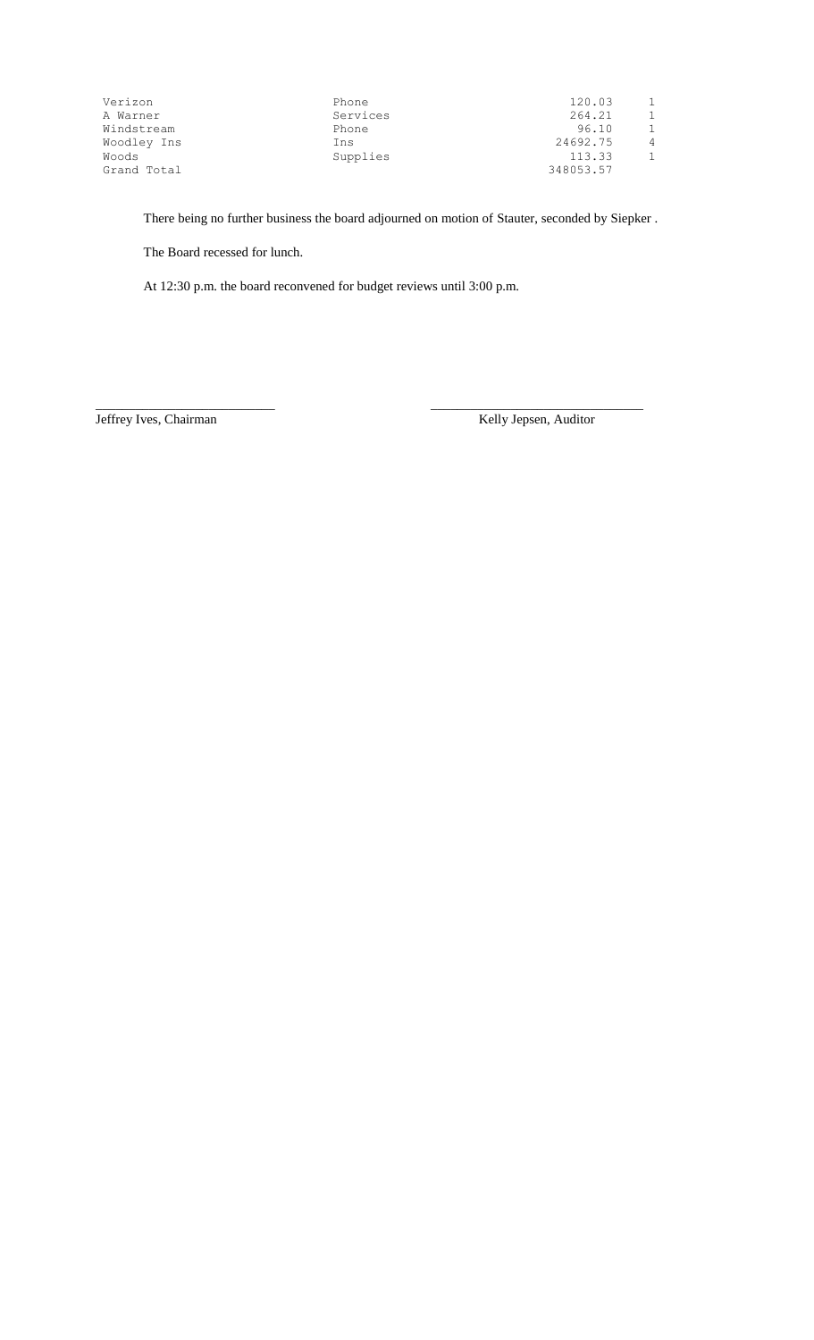| | | | |
|---|---|---|---|
| Verizon | Phone | 120.03 | 1 |
| A Warner | Services | 264.21 | 1 |
| Windstream | Phone | 96.10 | 1 |
| Woodley Ins | Ins | 24692.75 | 4 |
| Woods | Supplies | 113.33 | 1 |
| Grand Total | | 348053.57 | |

There being no further business the board adjourned on motion of Stauter, seconded by Siepker .

The Board recessed for lunch.

At 12:30 p.m. the board reconvened for budget reviews until 3:00 p.m.

_______________________________ _______________________________

Jeffrey Ives, Chairman Kelly Jepsen, Auditor